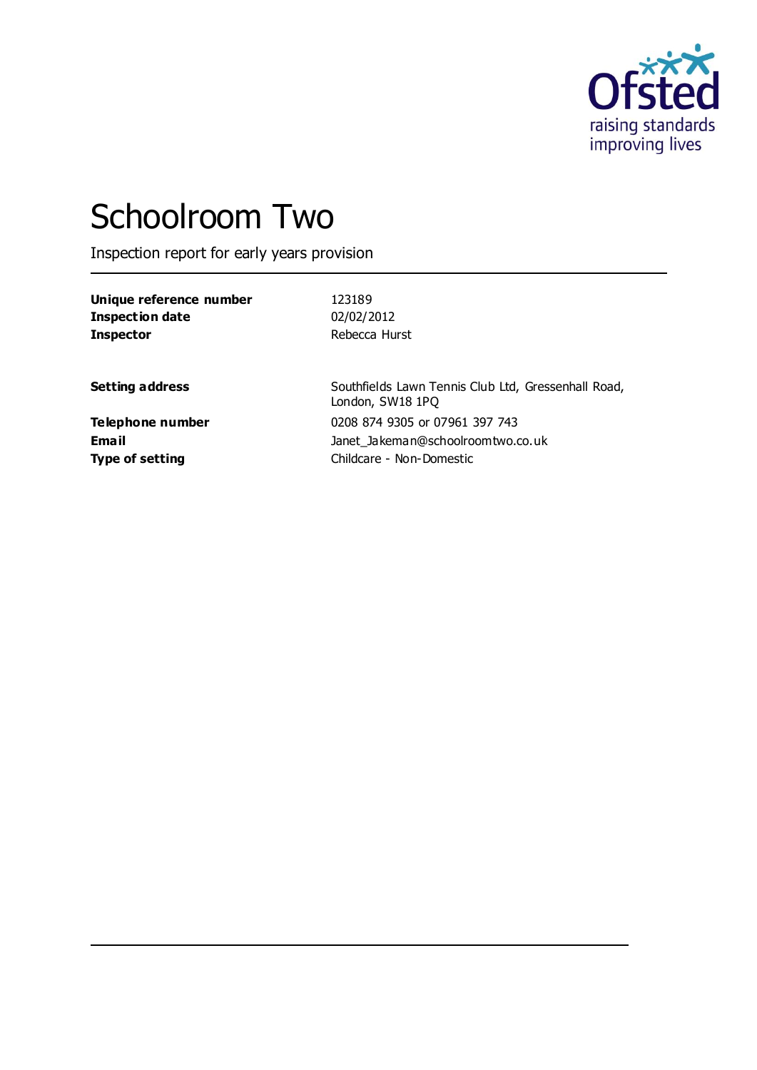# Schoolroom Two

Inspection report for early years provision

| | |
|---|---|
| **Unique reference number** | 123189 |
| **Inspection date** | 02/02/2012 |
| **Inspector** | Rebecca Hurst |

| | |
|---|---|
| **Setting address** | Southfields Lawn Tennis Club Ltd, Gressenhall Road, London, SW18 1PQ |
| **Telephone number** | 0208 874 9305 or 07961 397 743 |
| **Email** | Janet_Jakeman@schoolroomtwo.co.uk |
| **Type of setting** | Childcare - Non-Domestic |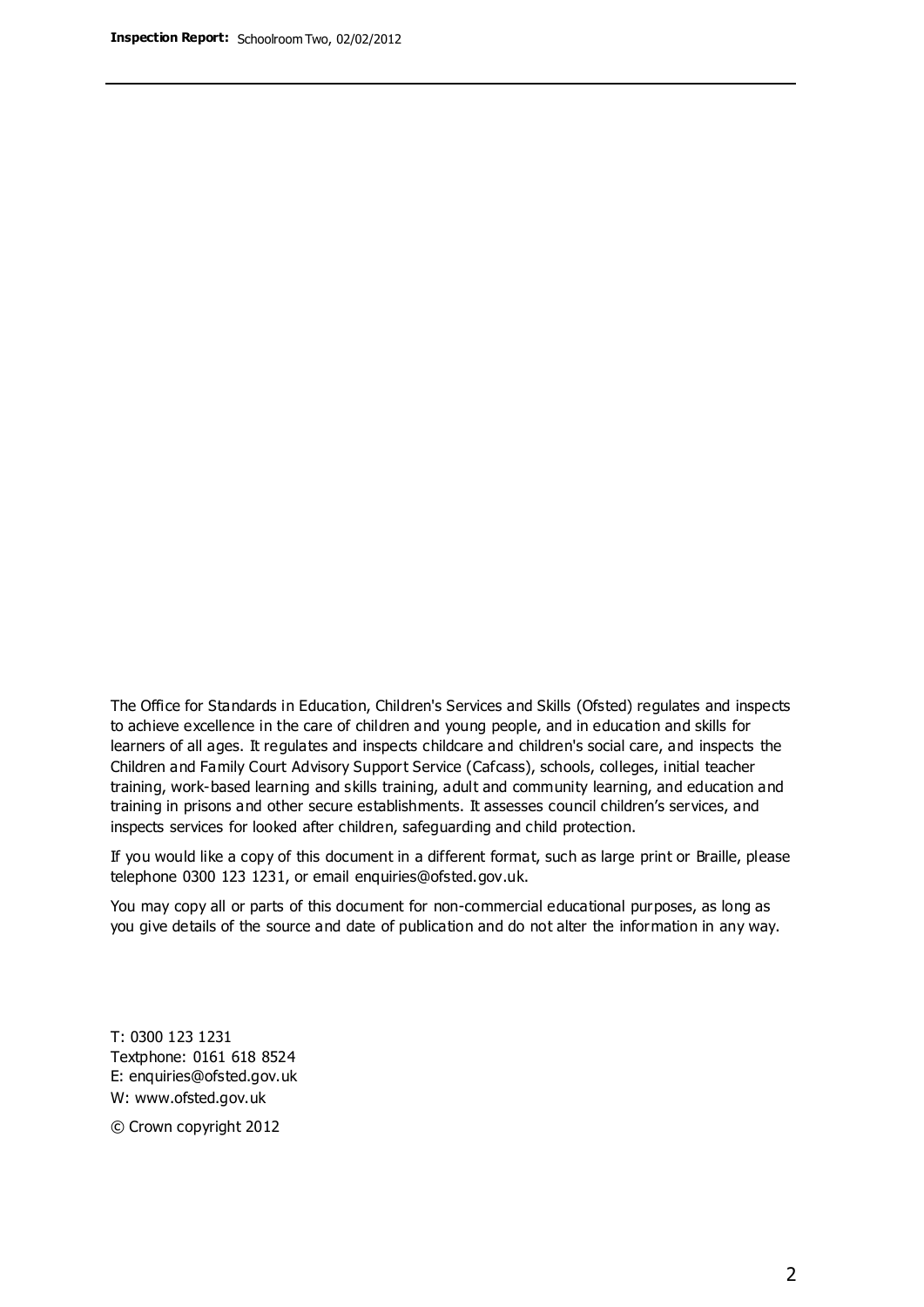The Office for Standards in Education, Children's Services and Skills (Ofsted) regulates and inspects to achieve excellence in the care of children and young people, and in education and skills for learners of all ages. It regulates and inspects childcare and children's social care, and inspects the Children and Family Court Advisory Support Service (Cafcass), schools, colleges, initial teacher training, work-based learning and skills training, adult and community learning, and education and training in prisons and other secure establishments. It assesses council children's services, and inspects services for looked after children, safeguarding and child protection.

If you would like a copy of this document in a different format, such as large print or Braille, please telephone 0300 123 1231, or email enquiries@ofsted.gov.uk.

You may copy all or parts of this document for non-commercial educational purposes, as long as you give details of the source and date of publication and do not alter the information in any way.

T: 0300 123 1231
Textphone: 0161 618 8524
E: enquiries@ofsted.gov.uk
W: www.ofsted.gov.uk

© Crown copyright 2012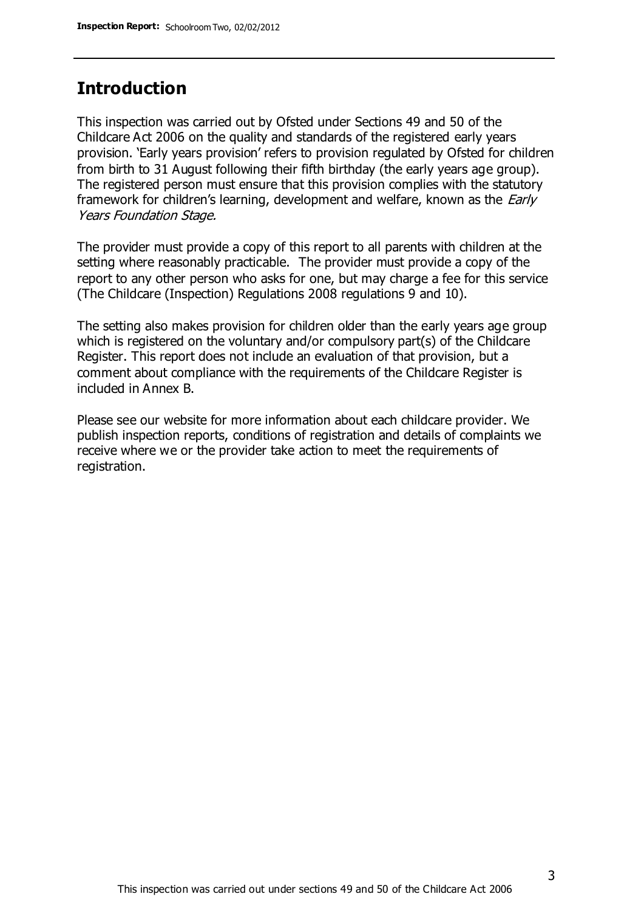## Introduction

This inspection was carried out by Ofsted under Sections 49 and 50 of the Childcare Act 2006 on the quality and standards of the registered early years provision. 'Early years provision' refers to provision regulated by Ofsted for children from birth to 31 August following their fifth birthday (the early years age group). The registered person must ensure that this provision complies with the statutory framework for children's learning, development and welfare, known as the *Early Years Foundation Stage.*

The provider must provide a copy of this report to all parents with children at the setting where reasonably practicable. The provider must provide a copy of the report to any other person who asks for one, but may charge a fee for this service (The Childcare (Inspection) Regulations 2008 regulations 9 and 10).

The setting also makes provision for children older than the early years age group which is registered on the voluntary and/or compulsory part(s) of the Childcare Register. This report does not include an evaluation of that provision, but a comment about compliance with the requirements of the Childcare Register is included in Annex B.

Please see our website for more information about each childcare provider. We publish inspection reports, conditions of registration and details of complaints we receive where we or the provider take action to meet the requirements of registration.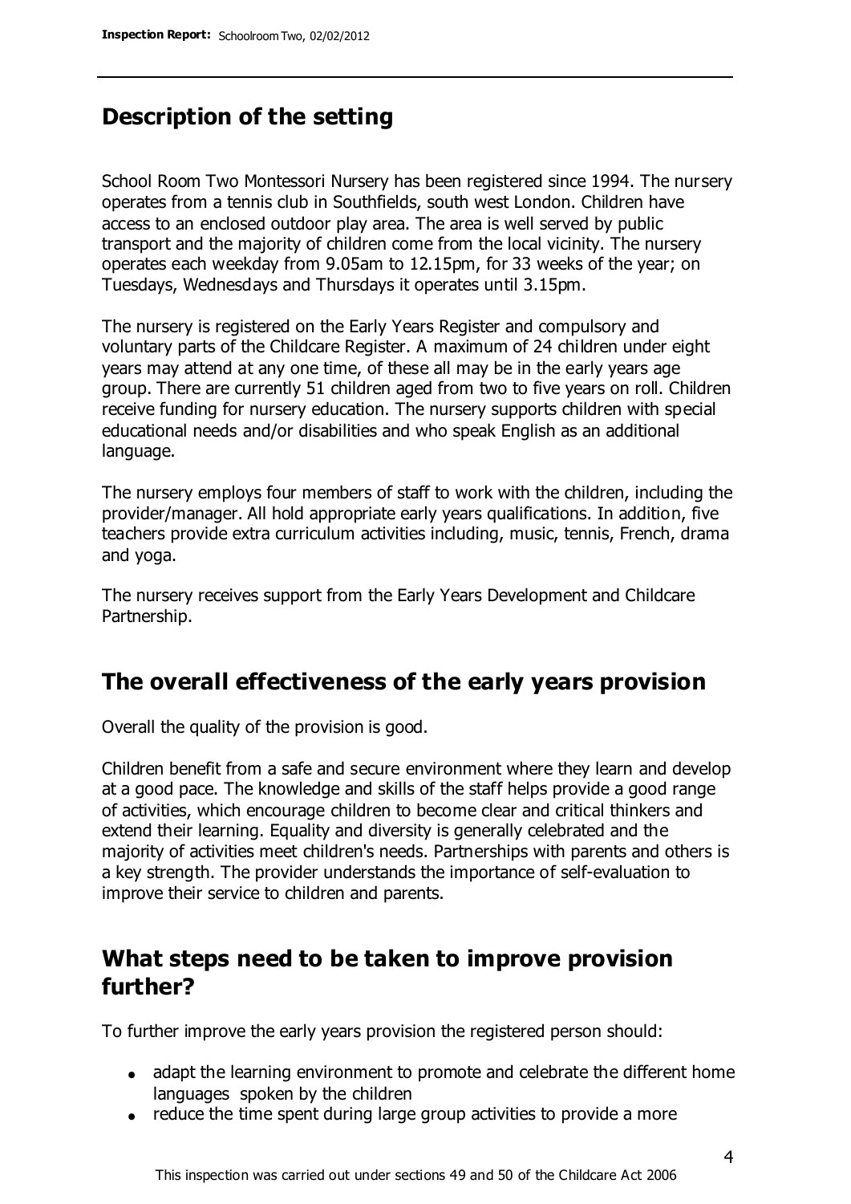## Description of the setting

School Room Two Montessori Nursery has been registered since 1994. The nursery operates from a tennis club in Southfields, south west London. Children have access to an enclosed outdoor play area. The area is well served by public transport and the majority of children come from the local vicinity. The nursery operates each weekday from 9.05am to 12.15pm, for 33 weeks of the year; on Tuesdays, Wednesdays and Thursdays it operates until 3.15pm.

The nursery is registered on the Early Years Register and compulsory and voluntary parts of the Childcare Register. A maximum of 24 children under eight years may attend at any one time, of these all may be in the early years age group. There are currently 51 children aged from two to five years on roll. Children receive funding for nursery education. The nursery supports children with special educational needs and/or disabilities and who speak English as an additional language.

The nursery employs four members of staff to work with the children, including the provider/manager. All hold appropriate early years qualifications. In addition, five teachers provide extra curriculum activities including, music, tennis, French, drama and yoga.

The nursery receives support from the Early Years Development and Childcare Partnership.

## The overall effectiveness of the early years provision

Overall the quality of the provision is good.

Children benefit from a safe and secure environment where they learn and develop at a good pace. The knowledge and skills of the staff helps provide a good range of activities, which encourage children to become clear and critical thinkers and extend their learning. Equality and diversity is generally celebrated and the majority of activities meet children's needs. Partnerships with parents and others is a key strength. The provider understands the importance of self-evaluation to improve their service to children and parents.

## What steps need to be taken to improve provision further?

To further improve the early years provision the registered person should:

- adapt the learning environment to promote and celebrate the different home languages spoken by the children
- reduce the time spent during large group activities to provide a more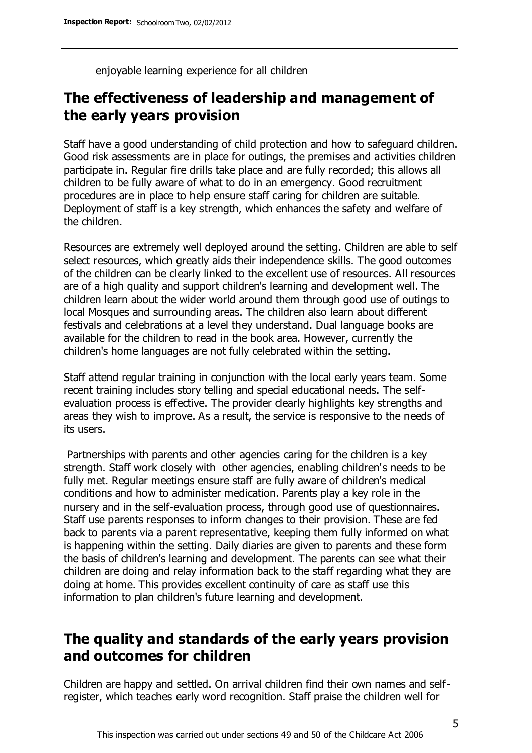enjoyable learning experience for all children

## The effectiveness of leadership and management of the early years provision

Staff have a good understanding of child protection and how to safeguard children. Good risk assessments are in place for outings, the premises and activities children participate in. Regular fire drills take place and are fully recorded; this allows all children to be fully aware of what to do in an emergency. Good recruitment procedures are in place to help ensure staff caring for children are suitable. Deployment of staff is a key strength, which enhances the safety and welfare of the children.

Resources are extremely well deployed around the setting. Children are able to self select resources, which greatly aids their independence skills. The good outcomes of the children can be clearly linked to the excellent use of resources. All resources are of a high quality and support children's learning and development well. The children learn about the wider world around them through good use of outings to local Mosques and surrounding areas. The children also learn about different festivals and celebrations at a level they understand. Dual language books are available for the children to read in the book area. However, currently the children's home languages are not fully celebrated within the setting.

Staff attend regular training in conjunction with the local early years team. Some recent training includes story telling and special educational needs. The self-evaluation process is effective. The provider clearly highlights key strengths and areas they wish to improve. As a result, the service is responsive to the needs of its users.

Partnerships with parents and other agencies caring for the children is a key strength. Staff work closely with other agencies, enabling children's needs to be fully met. Regular meetings ensure staff are fully aware of children's medical conditions and how to administer medication. Parents play a key role in the nursery and in the self-evaluation process, through good use of questionnaires. Staff use parents responses to inform changes to their provision. These are fed back to parents via a parent representative, keeping them fully informed on what is happening within the setting. Daily diaries are given to parents and these form the basis of children's learning and development. The parents can see what their children are doing and relay information back to the staff regarding what they are doing at home. This provides excellent continuity of care as staff use this information to plan children's future learning and development.

## The quality and standards of the early years provision and outcomes for children

Children are happy and settled. On arrival children find their own names and self-register, which teaches early word recognition. Staff praise the children well for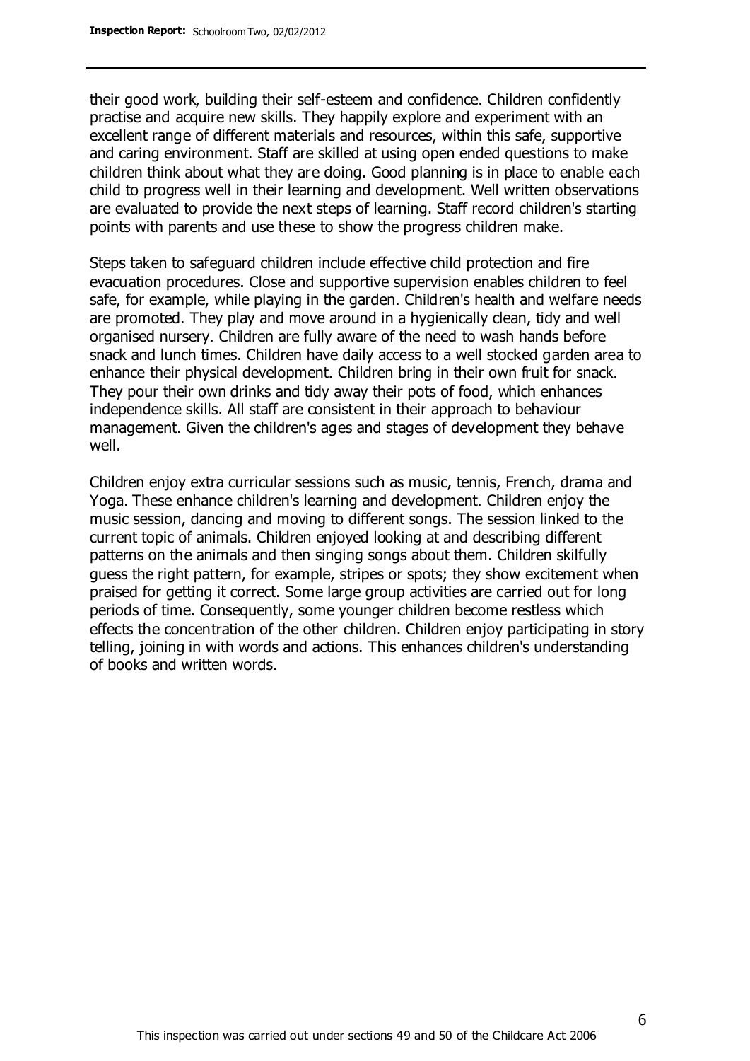their good work, building their self-esteem and confidence. Children confidently practise and acquire new skills. They happily explore and experiment with an excellent range of different materials and resources, within this safe, supportive and caring environment. Staff are skilled at using open ended questions to make children think about what they are doing. Good planning is in place to enable each child to progress well in their learning and development. Well written observations are evaluated to provide the next steps of learning. Staff record children's starting points with parents and use these to show the progress children make.

Steps taken to safeguard children include effective child protection and fire evacuation procedures. Close and supportive supervision enables children to feel safe, for example, while playing in the garden. Children's health and welfare needs are promoted. They play and move around in a hygienically clean, tidy and well organised nursery. Children are fully aware of the need to wash hands before snack and lunch times. Children have daily access to a well stocked garden area to enhance their physical development. Children bring in their own fruit for snack. They pour their own drinks and tidy away their pots of food, which enhances independence skills. All staff are consistent in their approach to behaviour management. Given the children's ages and stages of development they behave well.

Children enjoy extra curricular sessions such as music, tennis, French, drama and Yoga. These enhance children's learning and development. Children enjoy the music session, dancing and moving to different songs. The session linked to the current topic of animals. Children enjoyed looking at and describing different patterns on the animals and then singing songs about them. Children skilfully guess the right pattern, for example, stripes or spots; they show excitement when praised for getting it correct. Some large group activities are carried out for long periods of time. Consequently, some younger children become restless which effects the concentration of the other children. Children enjoy participating in story telling, joining in with words and actions. This enhances children's understanding of books and written words.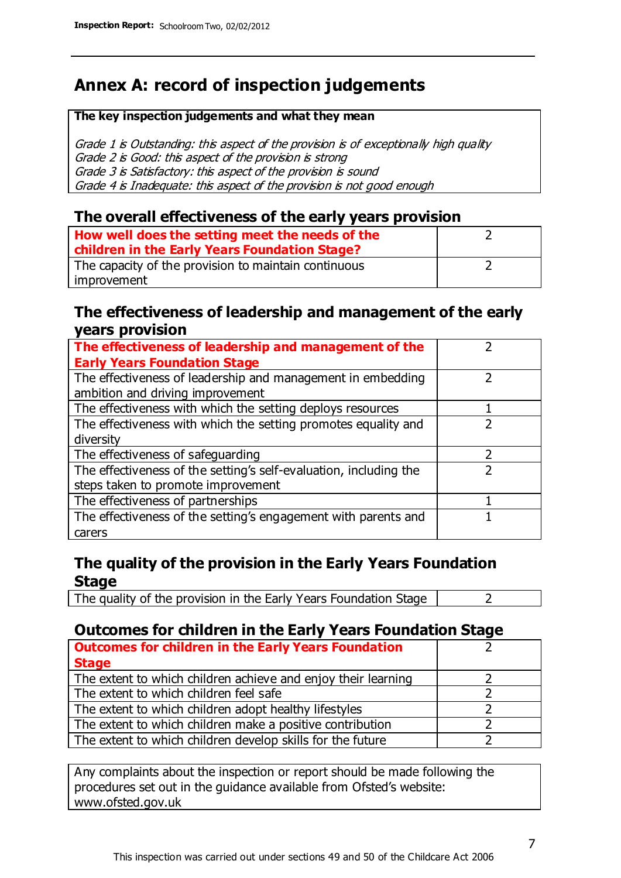# Annex A: record of inspection judgements

**The key inspection judgements and what they mean**

*Grade 1 is Outstanding: this aspect of the provision is of exceptionally high quality*
*Grade 2 is Good: this aspect of the provision is strong*
*Grade 3 is Satisfactory: this aspect of the provision is sound*
*Grade 4 is Inadequate: this aspect of the provision is not good enough*

## The overall effectiveness of the early years provision

| | |
|---|---|
| **How well does the setting meet the needs of the children in the Early Years Foundation Stage?** | 2 |
| The capacity of the provision to maintain continuous improvement | 2 |

## The effectiveness of leadership and management of the early years provision

| | |
|---|---|
| **The effectiveness of leadership and management of the Early Years Foundation Stage** | 2 |
| The effectiveness of leadership and management in embedding ambition and driving improvement | 2 |
| The effectiveness with which the setting deploys resources | 1 |
| The effectiveness with which the setting promotes equality and diversity | 2 |
| The effectiveness of safeguarding | 2 |
| The effectiveness of the setting's self-evaluation, including the steps taken to promote improvement | 2 |
| The effectiveness of partnerships | 1 |
| The effectiveness of the setting's engagement with parents and carers | 1 |

## The quality of the provision in the Early Years Foundation Stage

| | |
|---|---|
| The quality of the provision in the Early Years Foundation Stage | 2 |

## Outcomes for children in the Early Years Foundation Stage

| | |
|---|---|
| **Outcomes for children in the Early Years Foundation Stage** | 2 |
| The extent to which children achieve and enjoy their learning | 2 |
| The extent to which children feel safe | 2 |
| The extent to which children adopt healthy lifestyles | 2 |
| The extent to which children make a positive contribution | 2 |
| The extent to which children develop skills for the future | 2 |

Any complaints about the inspection or report should be made following the procedures set out in the guidance available from Ofsted's website: www.ofsted.gov.uk

This inspection was carried out under sections 49 and 50 of the Childcare Act 2006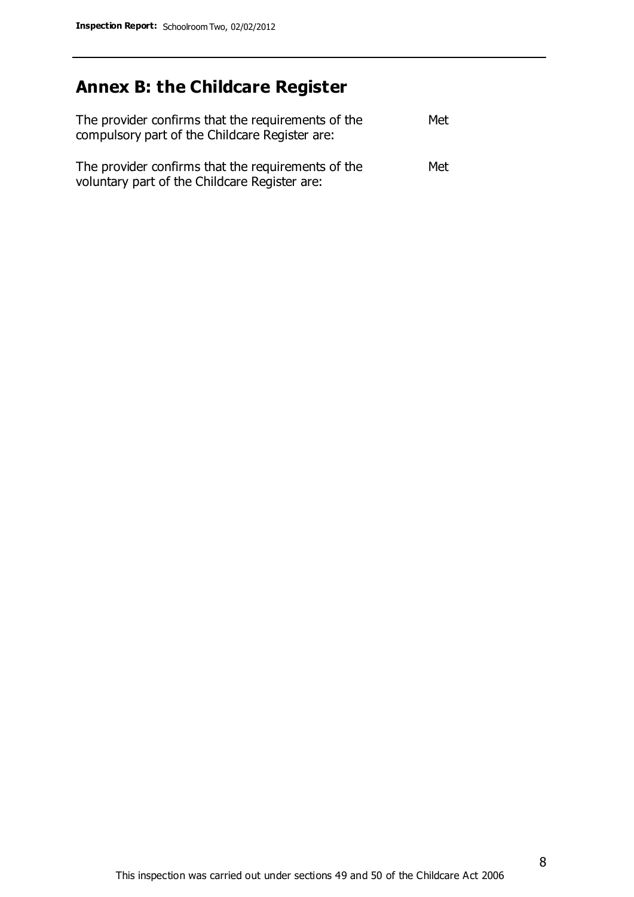## Annex B: the Childcare Register

| | |
|---|---|
| The provider confirms that the requirements of the compulsory part of the Childcare Register are: | Met |
| The provider confirms that the requirements of the voluntary part of the Childcare Register are: | Met |

This inspection was carried out under sections 49 and 50 of the Childcare Act 2006